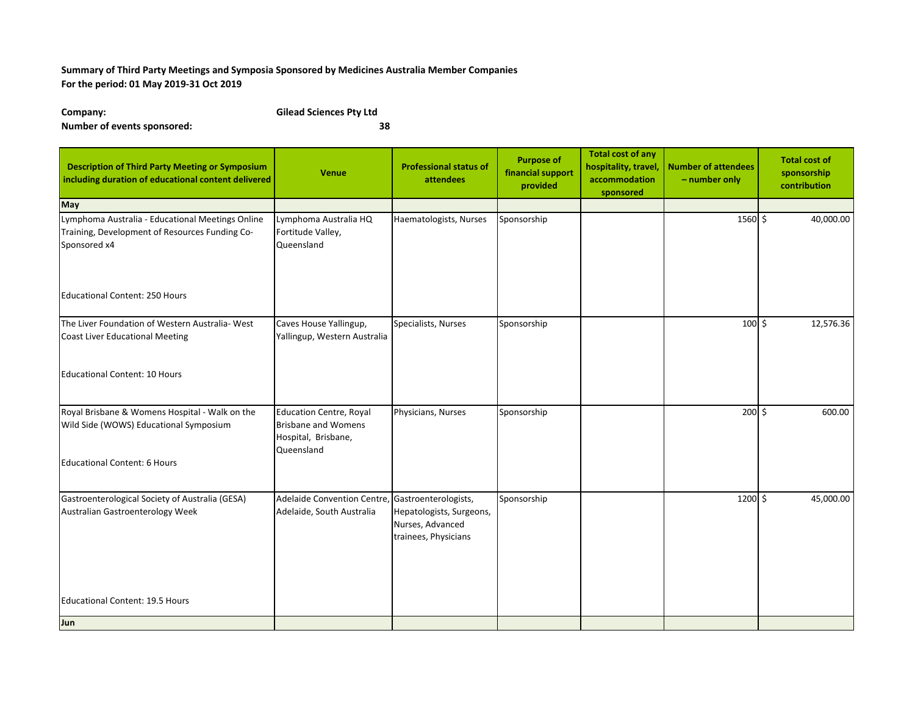**Summary of Third Party Meetings and Symposia Sponsored by Medicines Australia Member Companies**
**For the period: 01 May 2019-31 Oct 2019**

**Company:** **Gilead Sciences Pty Ltd**
**Number of events sponsored:** **38**

| Description of Third Party Meeting or Symposium including duration of educational content delivered | Venue | Professional status of attendees | Purpose of financial support provided | Total cost of any hospitality, travel, accommodation sponsored | Number of attendees – number only | Total cost of sponsorship contribution |
|---|---|---|---|---|---|---|
| **May** | | | | | | |
| Lymphoma Australia - Educational Meetings Online Training, Development of Resources Funding Co-Sponsored x4<br><br>Educational Content: 250 Hours | Lymphoma Australia HQ Fortitude Valley, Queensland | Haematologists, Nurses | Sponsorship | | 1560 | $ 40,000.00 |
| The Liver Foundation of Western Australia- West Coast Liver Educational Meeting<br><br>Educational Content: 10 Hours | Caves House Yallingup, Yallingup, Western Australia | Specialists, Nurses | Sponsorship | | 100 | $ 12,576.36 |
| Royal Brisbane & Womens Hospital - Walk on the Wild Side (WOWS) Educational Symposium<br><br>Educational Content: 6 Hours | Education Centre, Royal Brisbane and Womens Hospital, Brisbane, Queensland | Physicians, Nurses | Sponsorship | | 200 | $ 600.00 |
| Gastroenterological Society of Australia (GESA) Australian Gastroenterology Week<br><br>Educational Content: 19.5 Hours | Adelaide Convention Centre, Adelaide, South Australia | Gastroenterologists, Hepatologists, Surgeons, Nurses, Advanced trainees, Physicians | Sponsorship | | 1200 | $ 45,000.00 |
| **Jun** | | | | | | |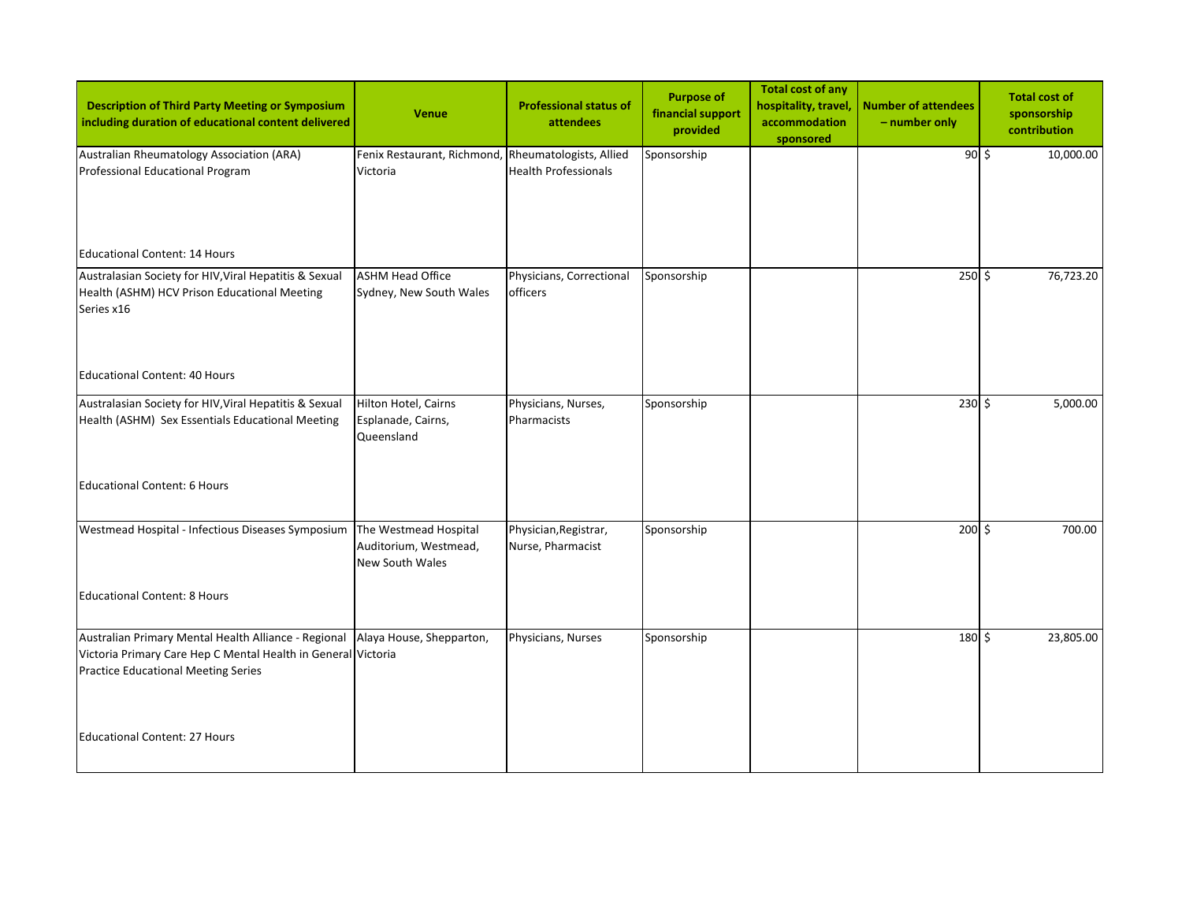| Description of Third Party Meeting or Symposium including duration of educational content delivered | Venue | Professional status of attendees | Purpose of financial support provided | Total cost of any hospitality, travel, accommodation sponsored | Number of attendees – number only | Total cost of sponsorship contribution |
|---|---|---|---|---|---|---|
| Australian Rheumatology Association (ARA) Professional Educational Program<br><br>Educational Content: 14 Hours | Fenix Restaurant, Richmond, Victoria | Rheumatologists, Allied Health Professionals | Sponsorship | | 90 | $ 10,000.00 |
| Australasian Society for HIV,Viral Hepatitis & Sexual Health (ASHM) HCV Prison Educational Meeting Series x16<br><br>Educational Content: 40 Hours | ASHM Head Office Sydney, New South Wales | Physicians, Correctional officers | Sponsorship | | 250 | $ 76,723.20 |
| Australasian Society for HIV,Viral Hepatitis & Sexual Health (ASHM) Sex Essentials Educational Meeting<br><br>Educational Content: 6 Hours | Hilton Hotel, Cairns Esplanade, Cairns, Queensland | Physicians, Nurses, Pharmacists | Sponsorship | | 230 | $ 5,000.00 |
| Westmead Hospital - Infectious Diseases Symposium<br><br>Educational Content: 8 Hours | The Westmead Hospital Auditorium, Westmead, New South Wales | Physician,Registrar, Nurse, Pharmacist | Sponsorship | | 200 | $ 700.00 |
| Australian Primary Mental Health Alliance - Regional Victoria Primary Care Hep C Mental Health in General Practice Educational Meeting Series<br><br>Educational Content: 27 Hours | Alaya House, Shepparton, Victoria | Physicians, Nurses | Sponsorship | | 180 | $ 23,805.00 |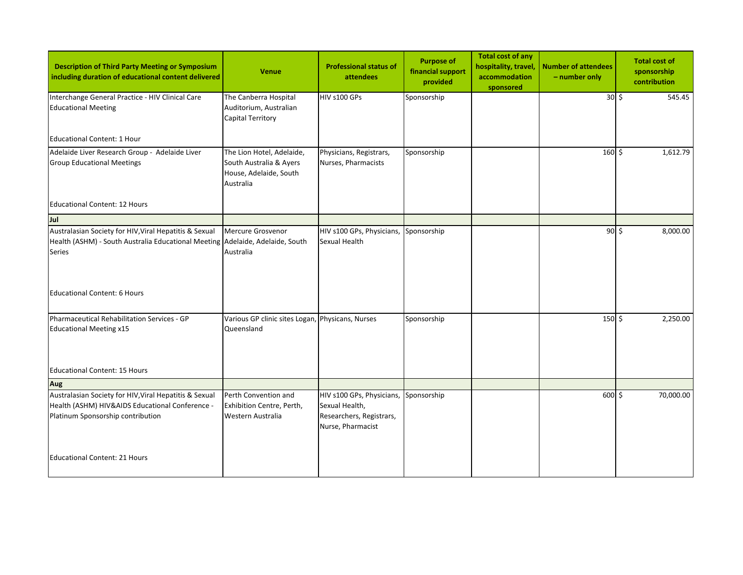| Description of Third Party Meeting or Symposium including duration of educational content delivered | Venue | Professional status of attendees | Purpose of financial support provided | Total cost of any hospitality, travel, accommodation sponsored | Number of attendees – number only | Total cost of sponsorship contribution |
|---|---|---|---|---|---|---|
| Interchange General Practice - HIV Clinical Care Educational Meeting<br><br>Educational Content: 1 Hour | The Canberra Hospital Auditorium, Australian Capital Territory | HIV s100 GPs | Sponsorship | | 30 | $ 545.45 |
| Adelaide Liver Research Group - Adelaide Liver Group Educational Meetings<br><br>Educational Content: 12 Hours | The Lion Hotel, Adelaide, South Australia & Ayers House, Adelaide, South Australia | Physicians, Registrars, Nurses, Pharmacists | Sponsorship | | 160 | $ 1,612.79 |
| **Jul** | | | | | | |
| Australasian Society for HIV,Viral Hepatitis & Sexual Health (ASHM) - South Australia Educational Meeting Series<br><br>Educational Content: 6 Hours | Mercure Grosvenor Adelaide, Adelaide, South Australia | HIV s100 GPs, Physicians, Sexual Health | Sponsorship | | 90 | $ 8,000.00 |
| Pharmaceutical Rehabilitation Services - GP Educational Meeting x15<br><br>Educational Content: 15 Hours | Various GP clinic sites Logan, Queensland | Physicans, Nurses | Sponsorship | | 150 | $ 2,250.00 |
| **Aug** | | | | | | |
| Australasian Society for HIV,Viral Hepatitis & Sexual Health (ASHM) HIV&AIDS Educational Conference - Platinum Sponsorship contribution<br><br>Educational Content: 21 Hours | Perth Convention and Exhibition Centre, Perth, Western Australia | HIV s100 GPs, Physicians, Sexual Health, Researchers, Registrars, Nurse, Pharmacist | Sponsorship | | 600 | $ 70,000.00 |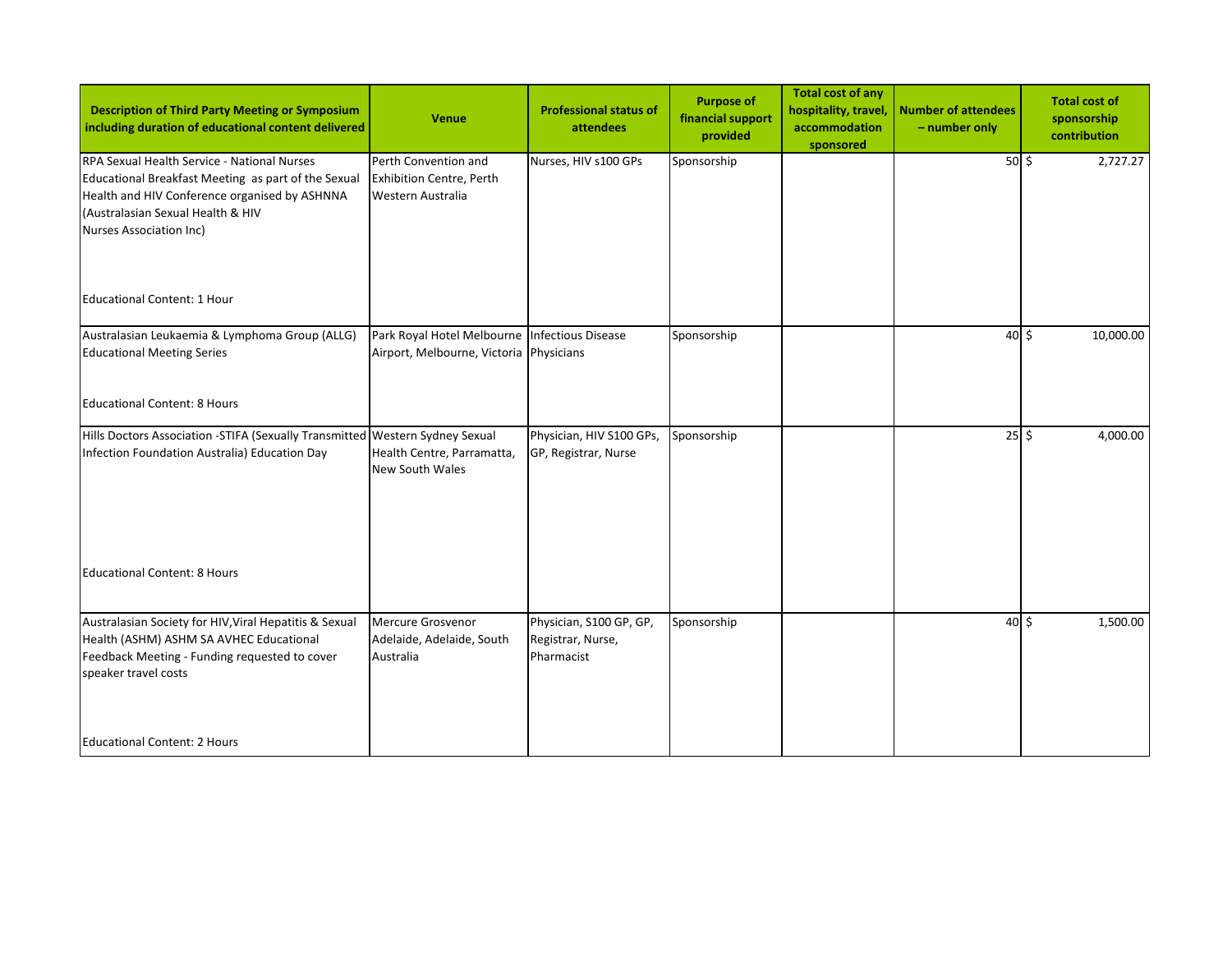| Description of Third Party Meeting or Symposium including duration of educational content delivered | Venue | Professional status of attendees | Purpose of financial support provided | Total cost of any hospitality, travel, accommodation sponsored | Number of attendees – number only | Total cost of sponsorship contribution |
|---|---|---|---|---|---|---|
| RPA Sexual Health Service - National Nurses Educational Breakfast Meeting as part of the Sexual Health and HIV Conference organised by ASHNNA (Australasian Sexual Health & HIV Nurses Association Inc)<br><br>Educational Content: 1 Hour | Perth Convention and Exhibition Centre, Perth Western Australia | Nurses, HIV s100 GPs | Sponsorship | | 50 | $ 2,727.27 |
| Australasian Leukaemia & Lymphoma Group (ALLG) Educational Meeting Series<br><br>Educational Content: 8 Hours | Park Royal Hotel Melbourne Airport, Melbourne, Victoria | Infectious Disease Physicians | Sponsorship | | 40 | $ 10,000.00 |
| Hills Doctors Association -STIFA (Sexually Transmitted Infection Foundation Australia) Education Day<br><br>Educational Content: 8 Hours | Western Sydney Sexual Health Centre, Parramatta, New South Wales | Physician, HIV S100 GPs, GP, Registrar, Nurse | Sponsorship | | 25 | $ 4,000.00 |
| Australasian Society for HIV,Viral Hepatitis & Sexual Health (ASHM) ASHM SA AVHEC Educational Feedback Meeting - Funding requested to cover speaker travel costs<br><br>Educational Content: 2 Hours | Mercure Grosvenor Adelaide, Adelaide, South Australia | Physician, S100 GP, GP, Registrar, Nurse, Pharmacist | Sponsorship | | 40 | $ 1,500.00 |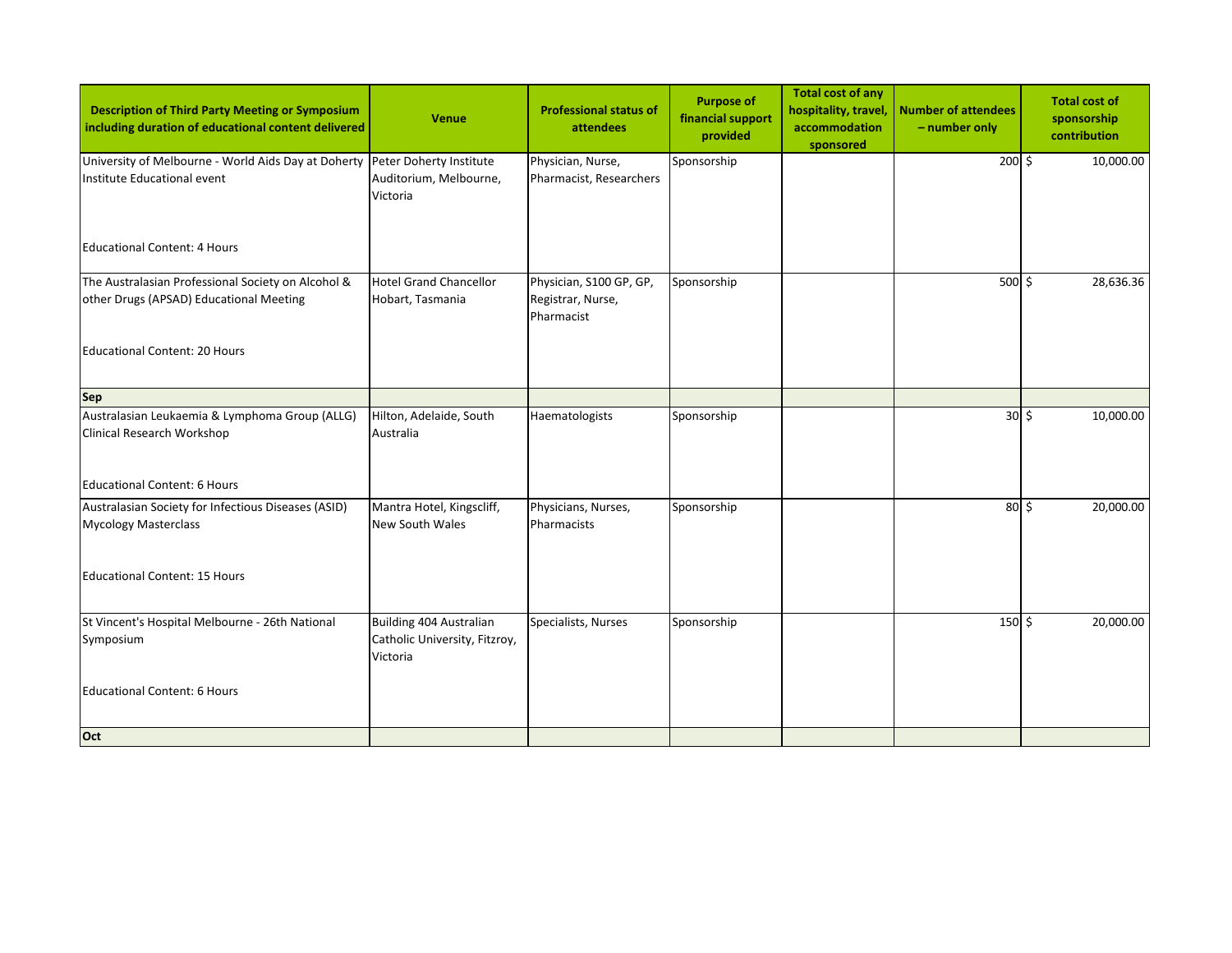| Description of Third Party Meeting or Symposium including duration of educational content delivered | Venue | Professional status of attendees | Purpose of financial support provided | Total cost of any hospitality, travel, accommodation sponsored | Number of attendees – number only | Total cost of sponsorship contribution |
|---|---|---|---|---|---|---|
| University of Melbourne - World Aids Day at Doherty Institute Educational event<br><br>Educational Content: 4 Hours | Peter Doherty Institute Auditorium, Melbourne, Victoria | Physician, Nurse, Pharmacist, Researchers | Sponsorship | | 200 | $ 10,000.00 |
| The Australasian Professional Society on Alcohol & other Drugs (APSAD) Educational Meeting<br><br>Educational Content: 20 Hours | Hotel Grand Chancellor Hobart, Tasmania | Physician, S100 GP, GP, Registrar, Nurse, Pharmacist | Sponsorship | | 500 | $ 28,636.36 |
| **Sep** | | | | | | |
| Australasian Leukaemia & Lymphoma Group (ALLG) Clinical Research Workshop<br><br>Educational Content: 6 Hours | Hilton, Adelaide, South Australia | Haematologists | Sponsorship | | 30 | $ 10,000.00 |
| Australasian Society for Infectious Diseases (ASID) Mycology Masterclass<br><br>Educational Content: 15 Hours | Mantra Hotel, Kingscliff, New South Wales | Physicians, Nurses, Pharmacists | Sponsorship | | 80 | $ 20,000.00 |
| St Vincent's Hospital Melbourne - 26th National Symposium<br><br>Educational Content: 6 Hours | Building 404 Australian Catholic University, Fitzroy, Victoria | Specialists, Nurses | Sponsorship | | 150 | $ 20,000.00 |
| **Oct** | | | | | | |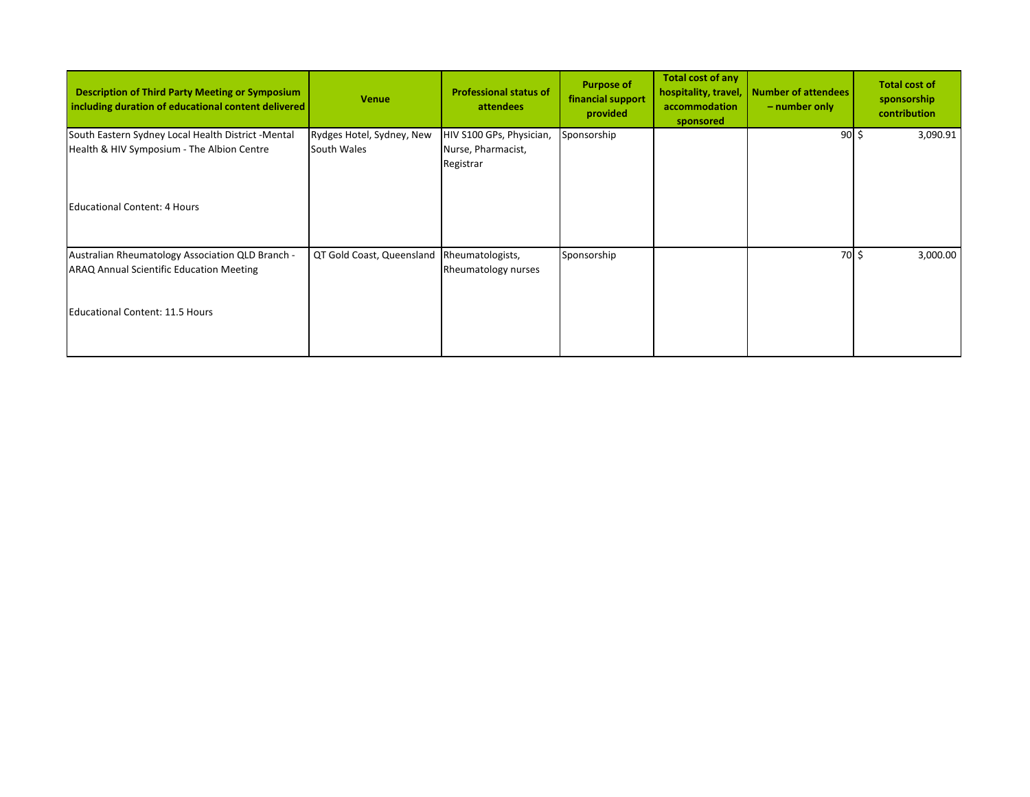| Description of Third Party Meeting or Symposium including duration of educational content delivered | Venue | Professional status of attendees | Purpose of financial support provided | Total cost of any hospitality, travel, accommodation sponsored | Number of attendees – number only | Total cost of sponsorship contribution |
|---|---|---|---|---|---|---|
| South Eastern Sydney Local Health District -Mental Health & HIV Symposium - The Albion Centre<br><br>Educational Content: 4 Hours | Rydges Hotel, Sydney, New South Wales | HIV S100 GPs, Physician, Nurse, Pharmacist, Registrar | Sponsorship | | 90 | $ 3,090.91 |
| Australian Rheumatology Association QLD Branch - ARAQ Annual Scientific Education Meeting<br><br>Educational Content: 11.5 Hours | QT Gold Coast, Queensland | Rheumatologists, Rheumatology nurses | Sponsorship | | 70 | $ 3,000.00 |